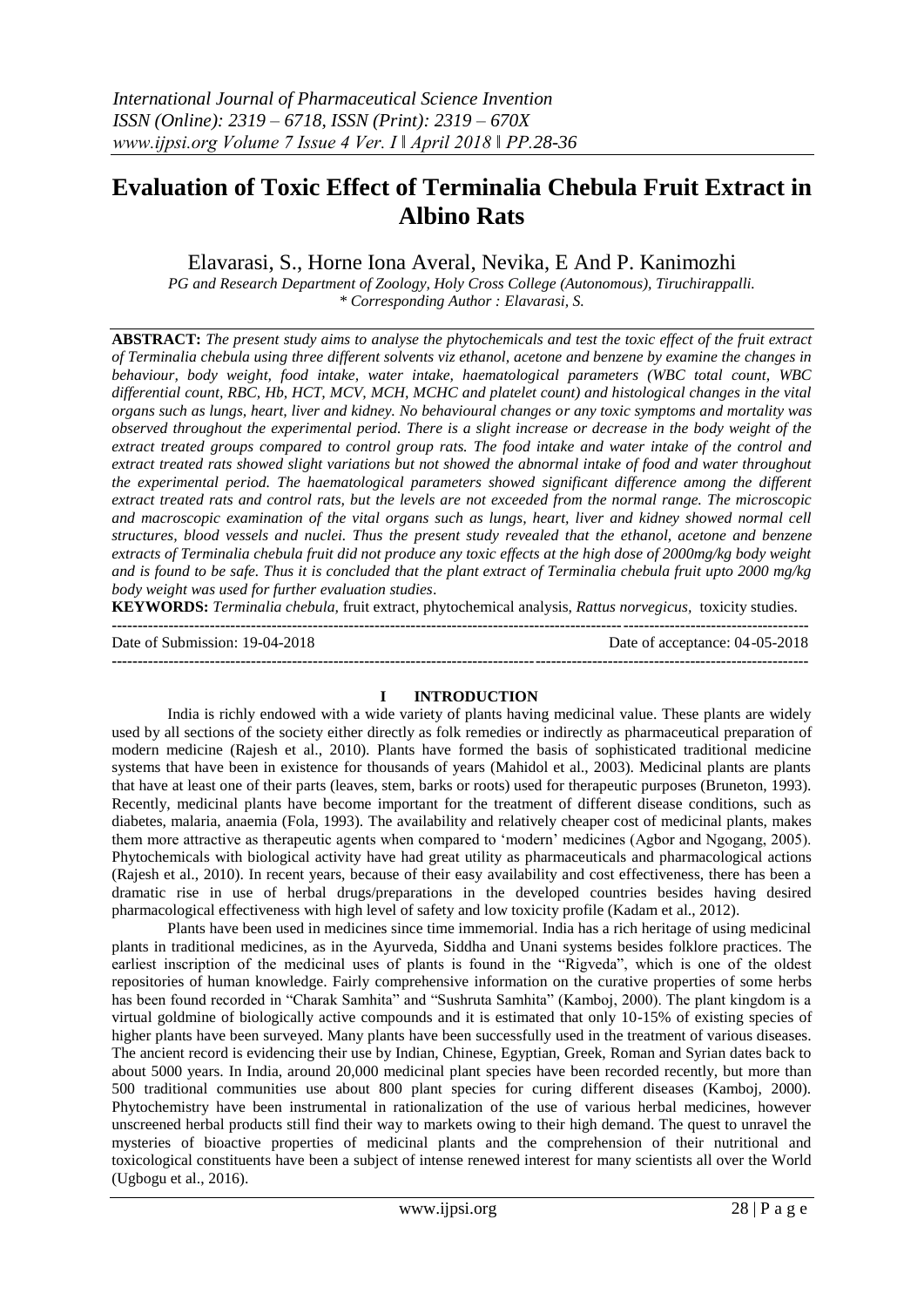# Evaluation of Toxic Effect of Terminalia Chebula Fruit Extract in Albino Rats

Elavarasi, S., Horne Iona Averal, Nevika, E And P. Kanimozhi

*PG and Research Department of Zoology, Holy Cross College (Autonomous), Tiruchirappalli.*
*\* Corresponding Author : Elavarasi, S.*

**ABSTRACT:** *The present study aims to analyse the phytochemicals and test the toxic effect of the fruit extract of Terminalia chebula using three different solvents viz ethanol, acetone and benzene by examine the changes in behaviour, body weight, food intake, water intake, haematological parameters (WBC total count, WBC differential count, RBC, Hb, HCT, MCV, MCH, MCHC and platelet count) and histological changes in the vital organs such as lungs, heart, liver and kidney. No behavioural changes or any toxic symptoms and mortality was observed throughout the experimental period. There is a slight increase or decrease in the body weight of the extract treated groups compared to control group rats. The food intake and water intake of the control and extract treated rats showed slight variations but not showed the abnormal intake of food and water throughout the experimental period. The haematological parameters showed significant difference among the different extract treated rats and control rats, but the levels are not exceeded from the normal range. The microscopic and macroscopic examination of the vital organs such as lungs, heart, liver and kidney showed normal cell structures, blood vessels and nuclei. Thus the present study revealed that the ethanol, acetone and benzene extracts of Terminalia chebula fruit did not produce any toxic effects at the high dose of 2000mg/kg body weight and is found to be safe. Thus it is concluded that the plant extract of Terminalia chebula fruit upto 2000 mg/kg body weight was used for further evaluation studies.*

**KEYWORDS:** *Terminalia chebula,* fruit extract, phytochemical analysis, *Rattus norvegicus,* toxicity studies.

---

Date of Submission: 19-04-2018 | Date of acceptance: 04-05-2018

---

## I INTRODUCTION

India is richly endowed with a wide variety of plants having medicinal value. These plants are widely used by all sections of the society either directly as folk remedies or indirectly as pharmaceutical preparation of modern medicine (Rajesh et al., 2010). Plants have formed the basis of sophisticated traditional medicine systems that have been in existence for thousands of years (Mahidol et al., 2003). Medicinal plants are plants that have at least one of their parts (leaves, stem, barks or roots) used for therapeutic purposes (Bruneton, 1993). Recently, medicinal plants have become important for the treatment of different disease conditions, such as diabetes, malaria, anaemia (Fola, 1993). The availability and relatively cheaper cost of medicinal plants, makes them more attractive as therapeutic agents when compared to 'modern' medicines (Agbor and Ngogang, 2005). Phytochemicals with biological activity have had great utility as pharmaceuticals and pharmacological actions (Rajesh et al., 2010). In recent years, because of their easy availability and cost effectiveness, there has been a dramatic rise in use of herbal drugs/preparations in the developed countries besides having desired pharmacological effectiveness with high level of safety and low toxicity profile (Kadam et al., 2012).

Plants have been used in medicines since time immemorial. India has a rich heritage of using medicinal plants in traditional medicines, as in the Ayurveda, Siddha and Unani systems besides folklore practices. The earliest inscription of the medicinal uses of plants is found in the "Rigveda", which is one of the oldest repositories of human knowledge. Fairly comprehensive information on the curative properties of some herbs has been found recorded in "Charak Samhita" and "Sushruta Samhita" (Kamboj, 2000). The plant kingdom is a virtual goldmine of biologically active compounds and it is estimated that only 10-15% of existing species of higher plants have been surveyed. Many plants have been successfully used in the treatment of various diseases. The ancient record is evidencing their use by Indian, Chinese, Egyptian, Greek, Roman and Syrian dates back to about 5000 years. In India, around 20,000 medicinal plant species have been recorded recently, but more than 500 traditional communities use about 800 plant species for curing different diseases (Kamboj, 2000). Phytochemistry have been instrumental in rationalization of the use of various herbal medicines, however unscreened herbal products still find their way to markets owing to their high demand. The quest to unravel the mysteries of bioactive properties of medicinal plants and the comprehension of their nutritional and toxicological constituents have been a subject of intense renewed interest for many scientists all over the World (Ugbogu et al., 2016).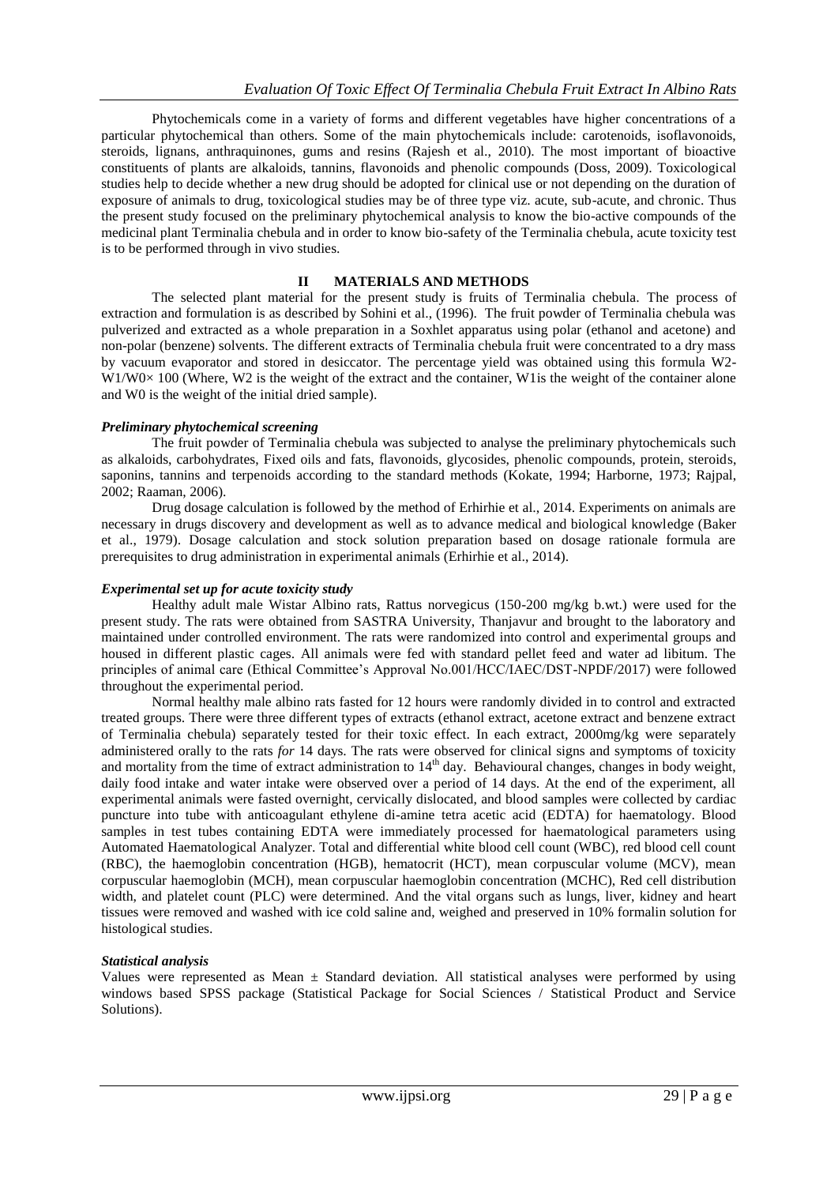Phytochemicals come in a variety of forms and different vegetables have higher concentrations of a particular phytochemical than others. Some of the main phytochemicals include: carotenoids, isoflavonoids, steroids, lignans, anthraquinones, gums and resins (Rajesh et al., 2010). The most important of bioactive constituents of plants are alkaloids, tannins, flavonoids and phenolic compounds (Doss, 2009). Toxicological studies help to decide whether a new drug should be adopted for clinical use or not depending on the duration of exposure of animals to drug, toxicological studies may be of three type viz. acute, sub-acute, and chronic. Thus the present study focused on the preliminary phytochemical analysis to know the bio-active compounds of the medicinal plant Terminalia chebula and in order to know bio-safety of the Terminalia chebula, acute toxicity test is to be performed through in vivo studies.

## II MATERIALS AND METHODS

The selected plant material for the present study is fruits of Terminalia chebula. The process of extraction and formulation is as described by Sohini et al., (1996). The fruit powder of Terminalia chebula was pulverized and extracted as a whole preparation in a Soxhlet apparatus using polar (ethanol and acetone) and non-polar (benzene) solvents. The different extracts of Terminalia chebula fruit were concentrated to a dry mass by vacuum evaporator and stored in desiccator. The percentage yield was obtained using this formula $W2-W1/W0\times 100$ (Where, W2 is the weight of the extract and the container, W1is the weight of the container alone and W0 is the weight of the initial dried sample).

### *Preliminary phytochemical screening*

The fruit powder of Terminalia chebula was subjected to analyse the preliminary phytochemicals such as alkaloids, carbohydrates, Fixed oils and fats, flavonoids, glycosides, phenolic compounds, protein, steroids, saponins, tannins and terpenoids according to the standard methods (Kokate, 1994; Harborne, 1973; Rajpal, 2002; Raaman, 2006).

Drug dosage calculation is followed by the method of Erhirhie et al., 2014. Experiments on animals are necessary in drugs discovery and development as well as to advance medical and biological knowledge (Baker et al., 1979). Dosage calculation and stock solution preparation based on dosage rationale formula are prerequisites to drug administration in experimental animals (Erhirhie et al., 2014).

### *Experimental set up for acute toxicity study*

Healthy adult male Wistar Albino rats, Rattus norvegicus (150-200 mg/kg b.wt.) were used for the present study. The rats were obtained from SASTRA University, Thanjavur and brought to the laboratory and maintained under controlled environment. The rats were randomized into control and experimental groups and housed in different plastic cages. All animals were fed with standard pellet feed and water ad libitum. The principles of animal care (Ethical Committee's Approval No.001/HCC/IAEC/DST-NPDF/2017) were followed throughout the experimental period.

Normal healthy male albino rats fasted for 12 hours were randomly divided in to control and extracted treated groups. There were three different types of extracts (ethanol extract, acetone extract and benzene extract of Terminalia chebula) separately tested for their toxic effect. In each extract, 2000mg/kg were separately administered orally to the rats *for* 14 days. The rats were observed for clinical signs and symptoms of toxicity and mortality from the time of extract administration to 14$^{th}$ day. Behavioural changes, changes in body weight, daily food intake and water intake were observed over a period of 14 days. At the end of the experiment, all experimental animals were fasted overnight, cervically dislocated, and blood samples were collected by cardiac puncture into tube with anticoagulant ethylene di-amine tetra acetic acid (EDTA) for haematology. Blood samples in test tubes containing EDTA were immediately processed for haematological parameters using Automated Haematological Analyzer. Total and differential white blood cell count (WBC), red blood cell count (RBC), the haemoglobin concentration (HGB), hematocrit (HCT), mean corpuscular volume (MCV), mean corpuscular haemoglobin (MCH), mean corpuscular haemoglobin concentration (MCHC), Red cell distribution width, and platelet count (PLC) were determined. And the vital organs such as lungs, liver, kidney and heart tissues were removed and washed with ice cold saline and, weighed and preserved in 10% formalin solution for histological studies.

### *Statistical analysis*

Values were represented as Mean ± Standard deviation. All statistical analyses were performed by using windows based SPSS package (Statistical Package for Social Sciences / Statistical Product and Service Solutions).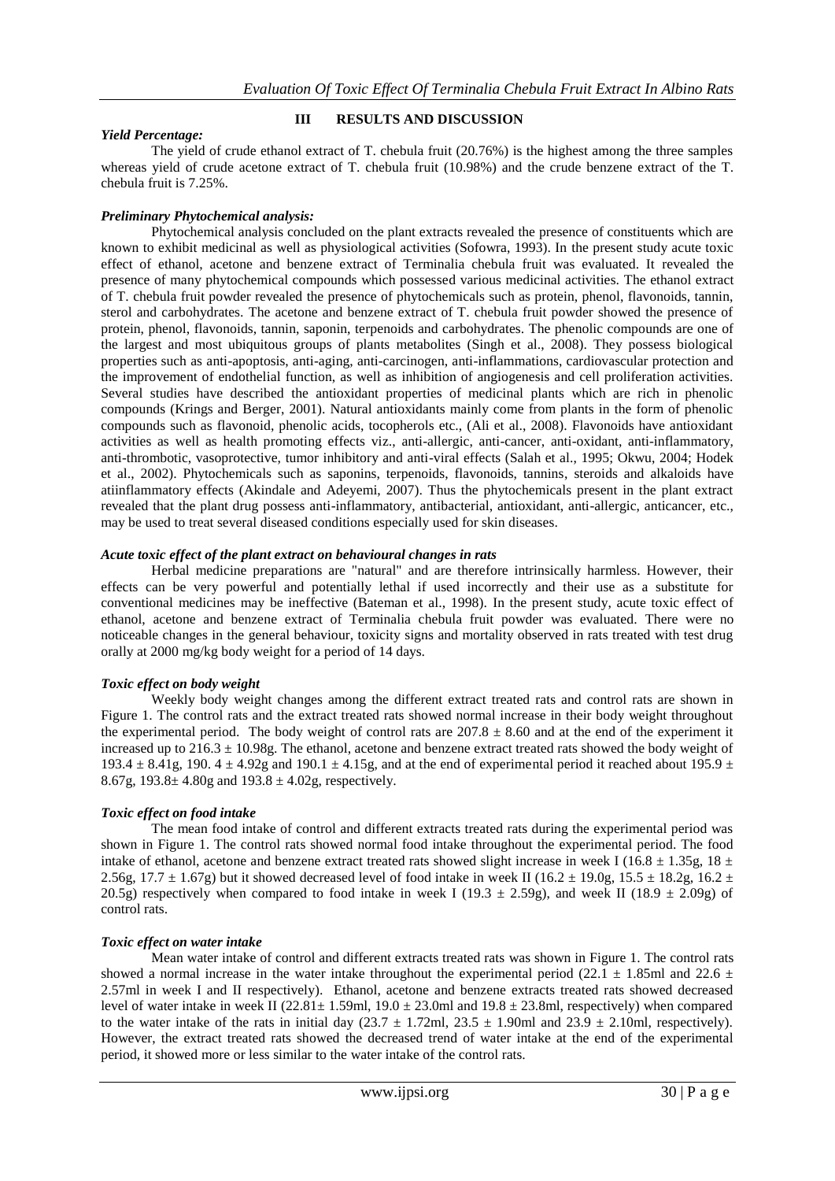## III RESULTS AND DISCUSSION

### *Yield Percentage:*

The yield of crude ethanol extract of T. chebula fruit (20.76%) is the highest among the three samples whereas yield of crude acetone extract of T. chebula fruit (10.98%) and the crude benzene extract of the T. chebula fruit is 7.25%.

### *Preliminary Phytochemical analysis:*

Phytochemical analysis concluded on the plant extracts revealed the presence of constituents which are known to exhibit medicinal as well as physiological activities (Sofowra, 1993). In the present study acute toxic effect of ethanol, acetone and benzene extract of Terminalia chebula fruit was evaluated. It revealed the presence of many phytochemical compounds which possessed various medicinal activities. The ethanol extract of T. chebula fruit powder revealed the presence of phytochemicals such as protein, phenol, flavonoids, tannin, sterol and carbohydrates. The acetone and benzene extract of T. chebula fruit powder showed the presence of protein, phenol, flavonoids, tannin, saponin, terpenoids and carbohydrates. The phenolic compounds are one of the largest and most ubiquitous groups of plants metabolites (Singh et al., 2008). They possess biological properties such as anti-apoptosis, anti-aging, anti-carcinogen, anti-inflammations, cardiovascular protection and the improvement of endothelial function, as well as inhibition of angiogenesis and cell proliferation activities. Several studies have described the antioxidant properties of medicinal plants which are rich in phenolic compounds (Krings and Berger, 2001). Natural antioxidants mainly come from plants in the form of phenolic compounds such as flavonoid, phenolic acids, tocopherols etc., (Ali et al., 2008). Flavonoids have antioxidant activities as well as health promoting effects viz., anti-allergic, anti-cancer, anti-oxidant, anti-inflammatory, anti-thrombotic, vasoprotective, tumor inhibitory and anti-viral effects (Salah et al., 1995; Okwu, 2004; Hodek et al., 2002). Phytochemicals such as saponins, terpenoids, flavonoids, tannins, steroids and alkaloids have atiinflammatory effects (Akindale and Adeyemi, 2007). Thus the phytochemicals present in the plant extract revealed that the plant drug possess anti-inflammatory, antibacterial, antioxidant, anti-allergic, anticancer, etc., may be used to treat several diseased conditions especially used for skin diseases.

### *Acute toxic effect of the plant extract on behavioural changes in rats*

Herbal medicine preparations are "natural" and are therefore intrinsically harmless. However, their effects can be very powerful and potentially lethal if used incorrectly and their use as a substitute for conventional medicines may be ineffective (Bateman et al., 1998). In the present study, acute toxic effect of ethanol, acetone and benzene extract of Terminalia chebula fruit powder was evaluated. There were no noticeable changes in the general behaviour, toxicity signs and mortality observed in rats treated with test drug orally at 2000 mg/kg body weight for a period of 14 days.

### *Toxic effect on body weight*

Weekly body weight changes among the different extract treated rats and control rats are shown in Figure 1. The control rats and the extract treated rats showed normal increase in their body weight throughout the experimental period. The body weight of control rats are $207.8 \pm 8.60$ and at the end of the experiment it increased up to $216.3 \pm 10.98$g. The ethanol, acetone and benzene extract treated rats showed the body weight of $193.4 \pm 8.41$g, $190.4 \pm 4.92$g and $190.1 \pm 4.15$g, and at the end of experimental period it reached about $195.9 \pm 8.67$g, $193.8 \pm 4.80$g and $193.8 \pm 4.02$g, respectively.

### *Toxic effect on food intake*

The mean food intake of control and different extracts treated rats during the experimental period was shown in Figure 1. The control rats showed normal food intake throughout the experimental period. The food intake of ethanol, acetone and benzene extract treated rats showed slight increase in week I ($16.8 \pm 1.35$g, $18 \pm 2.56$g, $17.7 \pm 1.67$g) but it showed decreased level of food intake in week II ($16.2 \pm 19.0$g, $15.5 \pm 18.2$g, $16.2 \pm 20.5$g) respectively when compared to food intake in week I ($19.3 \pm 2.59$g), and week II ($18.9 \pm 2.09$g) of control rats.

### *Toxic effect on water intake*

Mean water intake of control and different extracts treated rats was shown in Figure 1. The control rats showed a normal increase in the water intake throughout the experimental period ($22.1 \pm 1.85$ml and $22.6 \pm 2.57$ml in week I and II respectively). Ethanol, acetone and benzene extracts treated rats showed decreased level of water intake in week II ($22.81 \pm 1.59$ml, $19.0 \pm 23.0$ml and $19.8 \pm 23.8$ml, respectively) when compared to the water intake of the rats in initial day ($23.7 \pm 1.72$ml, $23.5 \pm 1.90$ml and $23.9 \pm 2.10$ml, respectively). However, the extract treated rats showed the decreased trend of water intake at the end of the experimental period, it showed more or less similar to the water intake of the control rats.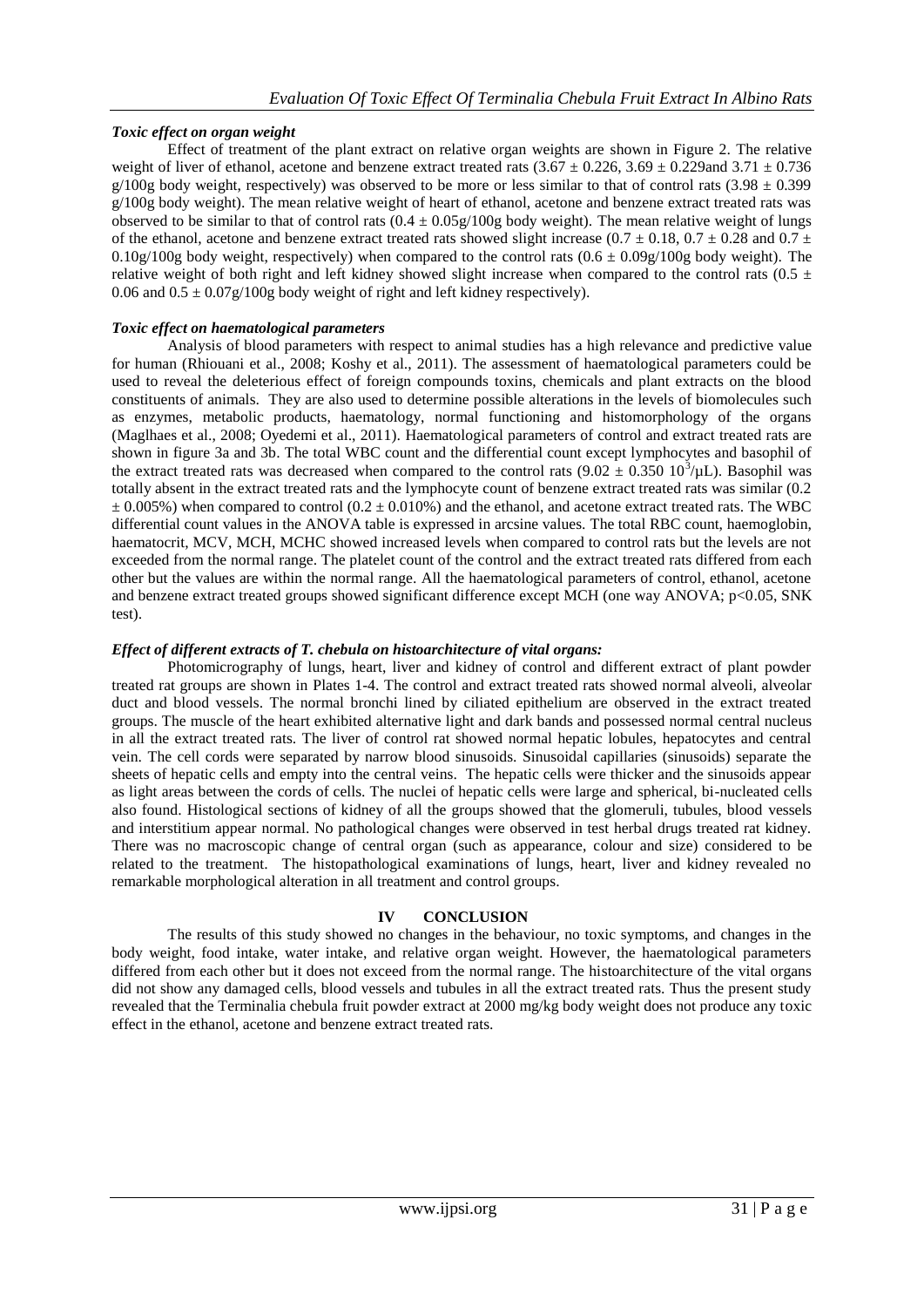### *Toxic effect on organ weight*

Effect of treatment of the plant extract on relative organ weights are shown in Figure 2. The relative weight of liver of ethanol, acetone and benzene extract treated rats ($3.67 \pm 0.226$, $3.69 \pm 0.229$and $3.71 \pm 0.736$ g/100g body weight, respectively) was observed to be more or less similar to that of control rats ($3.98 \pm 0.399$ g/100g body weight). The mean relative weight of heart of ethanol, acetone and benzene extract treated rats was observed to be similar to that of control rats ($0.4 \pm 0.05$g/100g body weight). The mean relative weight of lungs of the ethanol, acetone and benzene extract treated rats showed slight increase ($0.7 \pm 0.18$, $0.7 \pm 0.28$ and $0.7 \pm 0.10$g/100g body weight, respectively) when compared to the control rats ($0.6 \pm 0.09$g/100g body weight). The relative weight of both right and left kidney showed slight increase when compared to the control rats ($0.5 \pm 0.06$ and $0.5 \pm 0.07$g/100g body weight of right and left kidney respectively).

### *Toxic effect on haematological parameters*

Analysis of blood parameters with respect to animal studies has a high relevance and predictive value for human (Rhiouani et al., 2008; Koshy et al., 2011). The assessment of haematological parameters could be used to reveal the deleterious effect of foreign compounds toxins, chemicals and plant extracts on the blood constituents of animals. They are also used to determine possible alterations in the levels of biomolecules such as enzymes, metabolic products, haematology, normal functioning and histomorphology of the organs (Maglhaes et al., 2008; Oyedemi et al., 2011). Haematological parameters of control and extract treated rats are shown in figure 3a and 3b. The total WBC count and the differential count except lymphocytes and basophil of the extract treated rats was decreased when compared to the control rats ($9.02 \pm 0.350$ $10^3/\mu L$). Basophil was totally absent in the extract treated rats and the lymphocyte count of benzene extract treated rats was similar ($0.2 \pm 0.005\%$) when compared to control ($0.2 \pm 0.010\%$) and the ethanol, and acetone extract treated rats. The WBC differential count values in the ANOVA table is expressed in arcsine values. The total RBC count, haemoglobin, haematocrit, MCV, MCH, MCHC showed increased levels when compared to control rats but the levels are not exceeded from the normal range. The platelet count of the control and the extract treated rats differed from each other but the values are within the normal range. All the haematological parameters of control, ethanol, acetone and benzene extract treated groups showed significant difference except MCH (one way ANOVA; $p<0.05$, SNK test).

### *Effect of different extracts of T. chebula on histoarchitecture of vital organs:*

Photomicrography of lungs, heart, liver and kidney of control and different extract of plant powder treated rat groups are shown in Plates 1-4. The control and extract treated rats showed normal alveoli, alveolar duct and blood vessels. The normal bronchi lined by ciliated epithelium are observed in the extract treated groups. The muscle of the heart exhibited alternative light and dark bands and possessed normal central nucleus in all the extract treated rats. The liver of control rat showed normal hepatic lobules, hepatocytes and central vein. The cell cords were separated by narrow blood sinusoids. Sinusoidal capillaries (sinusoids) separate the sheets of hepatic cells and empty into the central veins. The hepatic cells were thicker and the sinusoids appear as light areas between the cords of cells. The nuclei of hepatic cells were large and spherical, bi-nucleated cells also found. Histological sections of kidney of all the groups showed that the glomeruli, tubules, blood vessels and interstitium appear normal. No pathological changes were observed in test herbal drugs treated rat kidney. There was no macroscopic change of central organ (such as appearance, colour and size) considered to be related to the treatment. The histopathological examinations of lungs, heart, liver and kidney revealed no remarkable morphological alteration in all treatment and control groups.

## IV CONCLUSION

The results of this study showed no changes in the behaviour, no toxic symptoms, and changes in the body weight, food intake, water intake, and relative organ weight. However, the haematological parameters differed from each other but it does not exceed from the normal range. The histoarchitecture of the vital organs did not show any damaged cells, blood vessels and tubules in all the extract treated rats. Thus the present study revealed that the Terminalia chebula fruit powder extract at 2000 mg/kg body weight does not produce any toxic effect in the ethanol, acetone and benzene extract treated rats.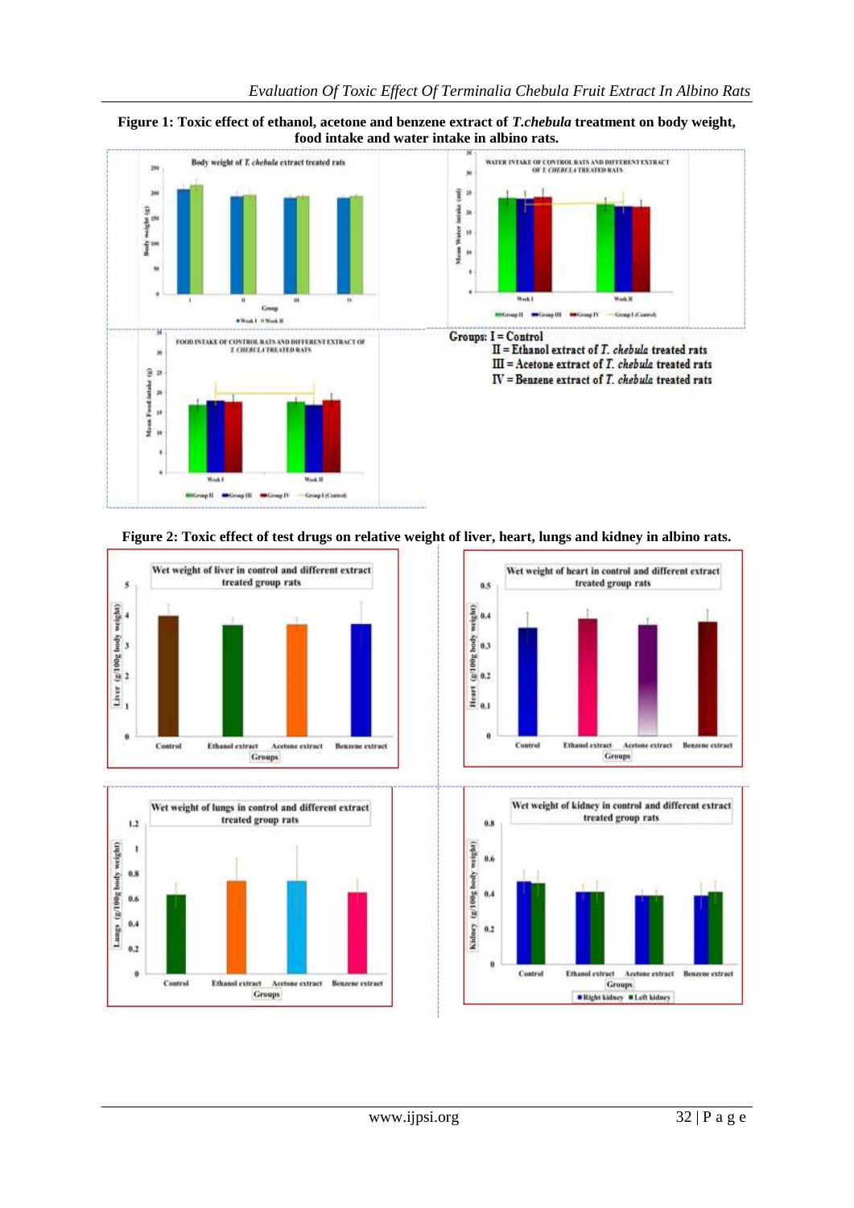**Figure 1: Toxic effect of ethanol, acetone and benzene extract of *T.chebula* treatment on body weight, food intake and water intake in albino rats.**

Groups: I = Control
II = Ethanol extract of *T. chebula* treated rats
III = Acetone extract of *T. chebula* treated rats
IV = Benzene extract of *T. chebula* treated rats

**Figure 2: Toxic effect of test drugs on relative weight of liver, heart, lungs and kidney in albino rats.**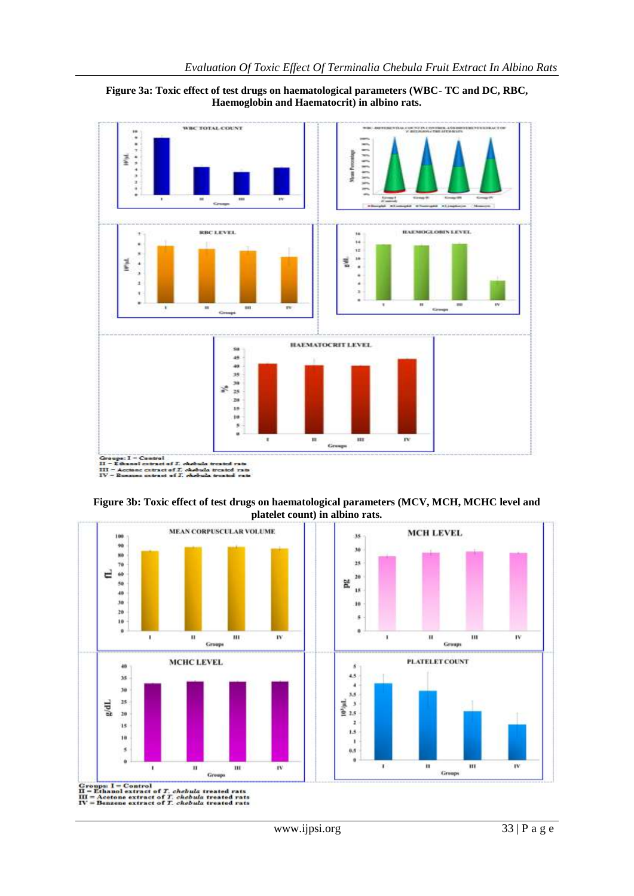**Figure 3a: Toxic effect of test drugs on haematological parameters (WBC- TC and DC, RBC, Haemoglobin and Haematocrit) in albino rats.**

Groups: I – Control
II – Ethanol extract of *T. chebula* treated rats
III – Acetone extract of *T. chebula* treated rats
IV – Benzene extract of *T. chebula* treated rats

**Figure 3b: Toxic effect of test drugs on haematological parameters (MCV, MCH, MCHC level and platelet count) in albino rats.**

Groups: I = Control
II = Ethanol extract of *T. chebula* treated rats
III = Acetone extract of *T. chebula* treated rats
IV = Benzene extract of *T. chebula* treated rats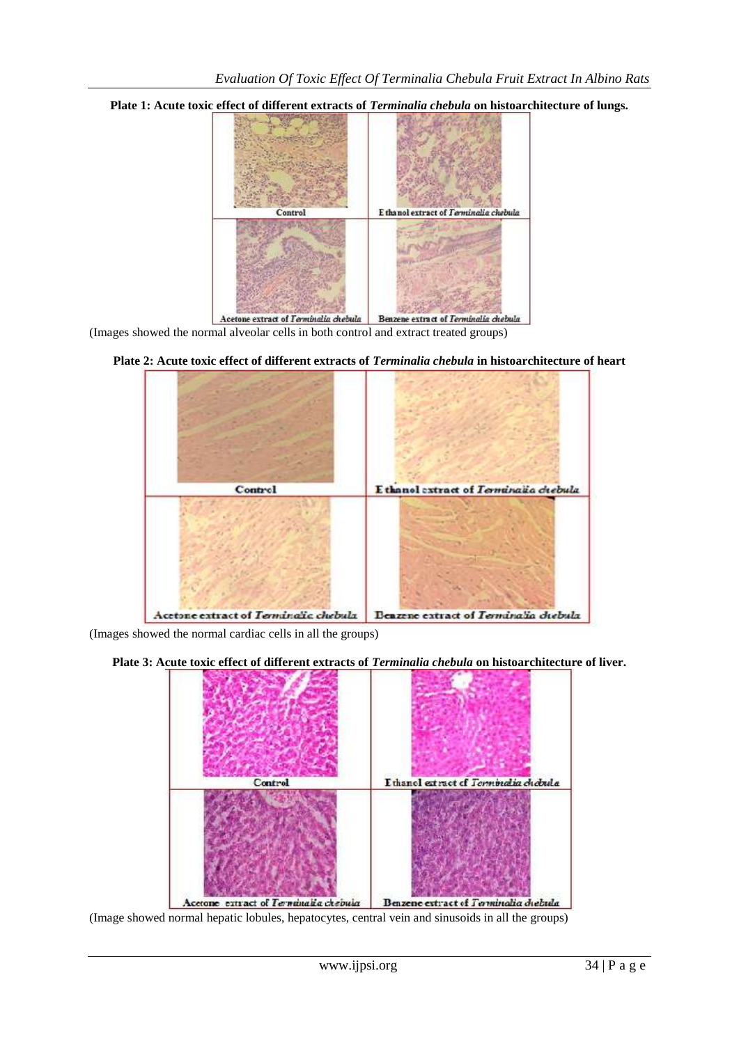**Plate 1: Acute toxic effect of different extracts of *Terminalia chebula* on histoarchitecture of lungs.**

| Control | Ethanol extract of *Terminalia chebula* |
|---|---|
| Acetone extract of *Terminalia chebula* | Benzene extract of *Terminalia chebula* |

(Images showed the normal alveolar cells in both control and extract treated groups)

**Plate 2: Acute toxic effect of different extracts of *Terminalia chebula* in histoarchitecture of heart**

| Control | Ethanol extract of *Terminalia chebula* |
|---|---|
| Acetone extract of *Terminalia chebula* | Benzene extract of *Terminalia chebula* |

(Images showed the normal cardiac cells in all the groups)

**Plate 3: Acute toxic effect of different extracts of *Terminalia chebula* on histoarchitecture of liver.**

| Control | Ethanol extract of *Terminalia chebula* |
|---|---|
| Acetone extract of *Terminalia chebula* | Benzene extract of *Terminalia chebula* |

(Image showed normal hepatic lobules, hepatocytes, central vein and sinusoids in all the groups)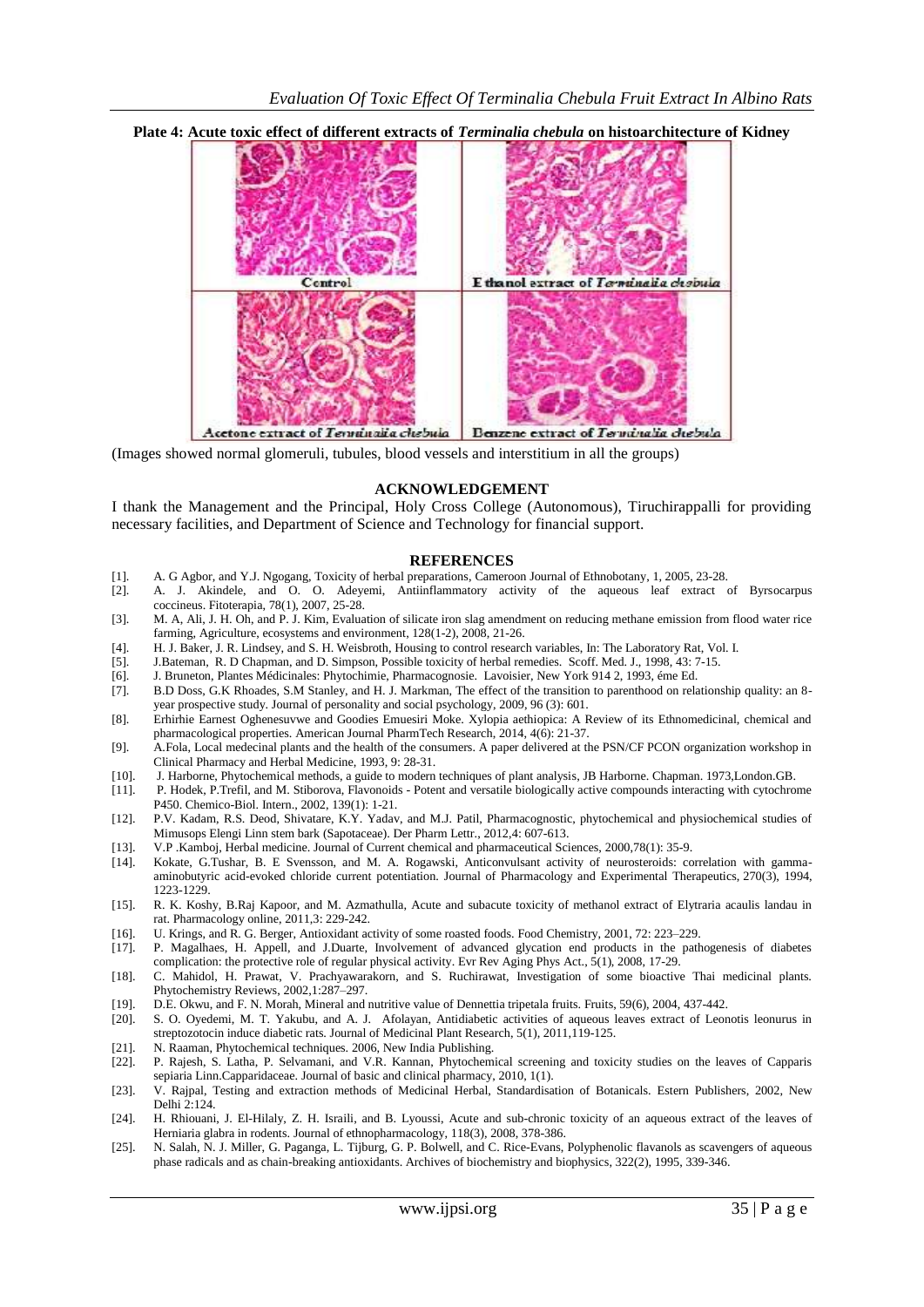**Plate 4: Acute toxic effect of different extracts of *Terminalia chebula* on histoarchitecture of Kidney**

| Control | Ethanol extract of *Terminalia chebula* |
|---|---|
| Acetone extract of *Terminalia chebula* | Benzene extract of *Terminalia chebula* |

(Images showed normal glomeruli, tubules, blood vessels and interstitium in all the groups)

## ACKNOWLEDGEMENT

I thank the Management and the Principal, Holy Cross College (Autonomous), Tiruchirappalli for providing necessary facilities, and Department of Science and Technology for financial support.

## REFERENCES

[1]. A. G Agbor, and Y.J. Ngogang, Toxicity of herbal preparations, Cameroon Journal of Ethnobotany, 1, 2005, 23-28.

[2]. A. J. Akindele, and O. O. Adeyemi, Antiinflammatory activity of the aqueous leaf extract of Byrsocarpus coccineus. Fitoterapia, 78(1), 2007, 25-28.

[3]. M. A, Ali, J. H. Oh, and P. J. Kim, Evaluation of silicate iron slag amendment on reducing methane emission from flood water rice farming, Agriculture, ecosystems and environment, 128(1-2), 2008, 21-26.

[4]. H. J. Baker, J. R. Lindsey, and S. H. Weisbroth, Housing to control research variables, In: The Laboratory Rat, Vol. I.

[5]. J.Bateman, R. D Chapman, and D. Simpson, Possible toxicity of herbal remedies. Scoff. Med. J., 1998, 43: 7-15.

[6]. J. Bruneton, Plantes Médicinales: Phytochimie, Pharmacognosie. Lavoisier, New York 914 2, 1993, éme Ed.

[7]. B.D Doss, G.K Rhoades, S.M Stanley, and H. J. Markman, The effect of the transition to parenthood on relationship quality: an 8-year prospective study. Journal of personality and social psychology, 2009, 96 (3): 601.

[8]. Erhirhie Earnest Oghenesuvwe and Goodies Emuesiri Moke. Xylopia aethiopica: A Review of its Ethnomedicinal, chemical and pharmacological properties. American Journal PharmTech Research, 2014, 4(6): 21-37.

[9]. A.Fola, Local medecinal plants and the health of the consumers. A paper delivered at the PSN/CF PCON organization workshop in Clinical Pharmacy and Herbal Medicine, 1993, 9: 28-31.

[10]. J. Harborne, Phytochemical methods, a guide to modern techniques of plant analysis, JB Harborne. Chapman. 1973,London.GB.

[11]. P. Hodek, P.Trefil, and M. Stiborova, Flavonoids - Potent and versatile biologically active compounds interacting with cytochrome P450. Chemico-Biol. Intern., 2002, 139(1): 1-21.

[12]. P.V. Kadam, R.S. Deod, Shivatare, K.Y. Yadav, and M.J. Patil, Pharmacognostic, phytochemical and physiochemical studies of Mimusops Elengi Linn stem bark (Sapotaceae). Der Pharm Lettr., 2012,4: 607-613.

[13]. V.P .Kamboj, Herbal medicine. Journal of Current chemical and pharmaceutical Sciences, 2000,78(1): 35-9.

[14]. Kokate, G.Tushar, B. E Svensson, and M. A. Rogawski, Anticonvulsant activity of neurosteroids: correlation with gamma-aminobutyric acid-evoked chloride current potentiation. Journal of Pharmacology and Experimental Therapeutics, 270(3), 1994, 1223-1229.

[15]. R. K. Koshy, B.Raj Kapoor, and M. Azmathulla, Acute and subacute toxicity of methanol extract of Elytraria acaulis landau in rat. Pharmacology online, 2011,3: 229-242.

[16]. U. Krings, and R. G. Berger, Antioxidant activity of some roasted foods. Food Chemistry, 2001, 72: 223–229.

[17]. P. Magalhaes, H. Appell, and J.Duarte, Involvement of advanced glycation end products in the pathogenesis of diabetes complication: the protective role of regular physical activity. Evr Rev Aging Phys Act., 5(1), 2008, 17-29.

[18]. C. Mahidol, H. Prawat, V. Prachyawarakorn, and S. Ruchirawat, Investigation of some bioactive Thai medicinal plants. Phytochemistry Reviews, 2002,1:287–297.

[19]. D.E. Okwu, and F. N. Morah, Mineral and nutritive value of Dennettia tripetala fruits. Fruits, 59(6), 2004, 437-442.

[20]. S. O. Oyedemi, M. T. Yakubu, and A. J. Afolayan, Antidiabetic activities of aqueous leaves extract of Leonotis leonurus in streptozotocin induce diabetic rats. Journal of Medicinal Plant Research, 5(1), 2011,119-125.

[21]. N. Raaman, Phytochemical techniques. 2006, New India Publishing.

[22]. P. Rajesh, S. Latha, P. Selvamani, and V.R. Kannan, Phytochemical screening and toxicity studies on the leaves of Capparis sepiaria Linn.Capparidaceae. Journal of basic and clinical pharmacy, 2010, 1(1).

[23]. V. Rajpal, Testing and extraction methods of Medicinal Herbal, Standardisation of Botanicals. Estern Publishers, 2002, New Delhi 2:124.

[24]. H. Rhiouani, J. El-Hilaly, Z. H. Israili, and B. Lyoussi, Acute and sub-chronic toxicity of an aqueous extract of the leaves of Herniaria glabra in rodents. Journal of ethnopharmacology, 118(3), 2008, 378-386.

[25]. N. Salah, N. J. Miller, G. Paganga, L. Tijburg, G. P. Bolwell, and C. Rice-Evans, Polyphenolic flavanols as scavengers of aqueous phase radicals and as chain-breaking antioxidants. Archives of biochemistry and biophysics, 322(2), 1995, 339-346.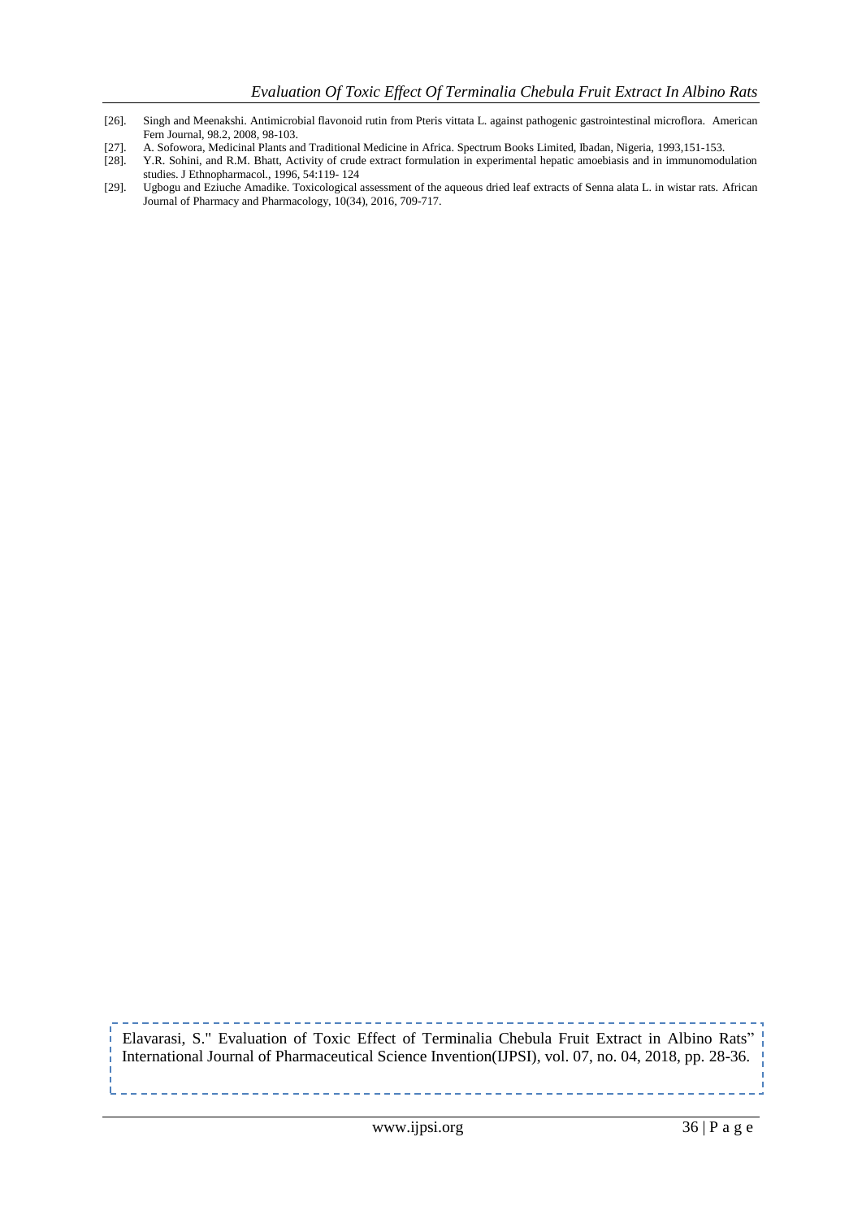[26]. Singh and Meenakshi. Antimicrobial flavonoid rutin from Pteris vittata L. against pathogenic gastrointestinal microflora. American Fern Journal, 98.2, 2008, 98-103.

[27]. A. Sofowora, Medicinal Plants and Traditional Medicine in Africa. Spectrum Books Limited, Ibadan, Nigeria, 1993,151-153.

[28]. Y.R. Sohini, and R.M. Bhatt, Activity of crude extract formulation in experimental hepatic amoebiasis and in immunomodulation studies. J Ethnopharmacol., 1996, 54:119- 124

[29]. Ugbogu and Eziuche Amadike. Toxicological assessment of the aqueous dried leaf extracts of Senna alata L. in wistar rats. African Journal of Pharmacy and Pharmacology, 10(34), 2016, 709-717.

Elavarasi, S." Evaluation of Toxic Effect of Terminalia Chebula Fruit Extract in Albino Rats" International Journal of Pharmaceutical Science Invention(IJPSI), vol. 07, no. 04, 2018, pp. 28-36.